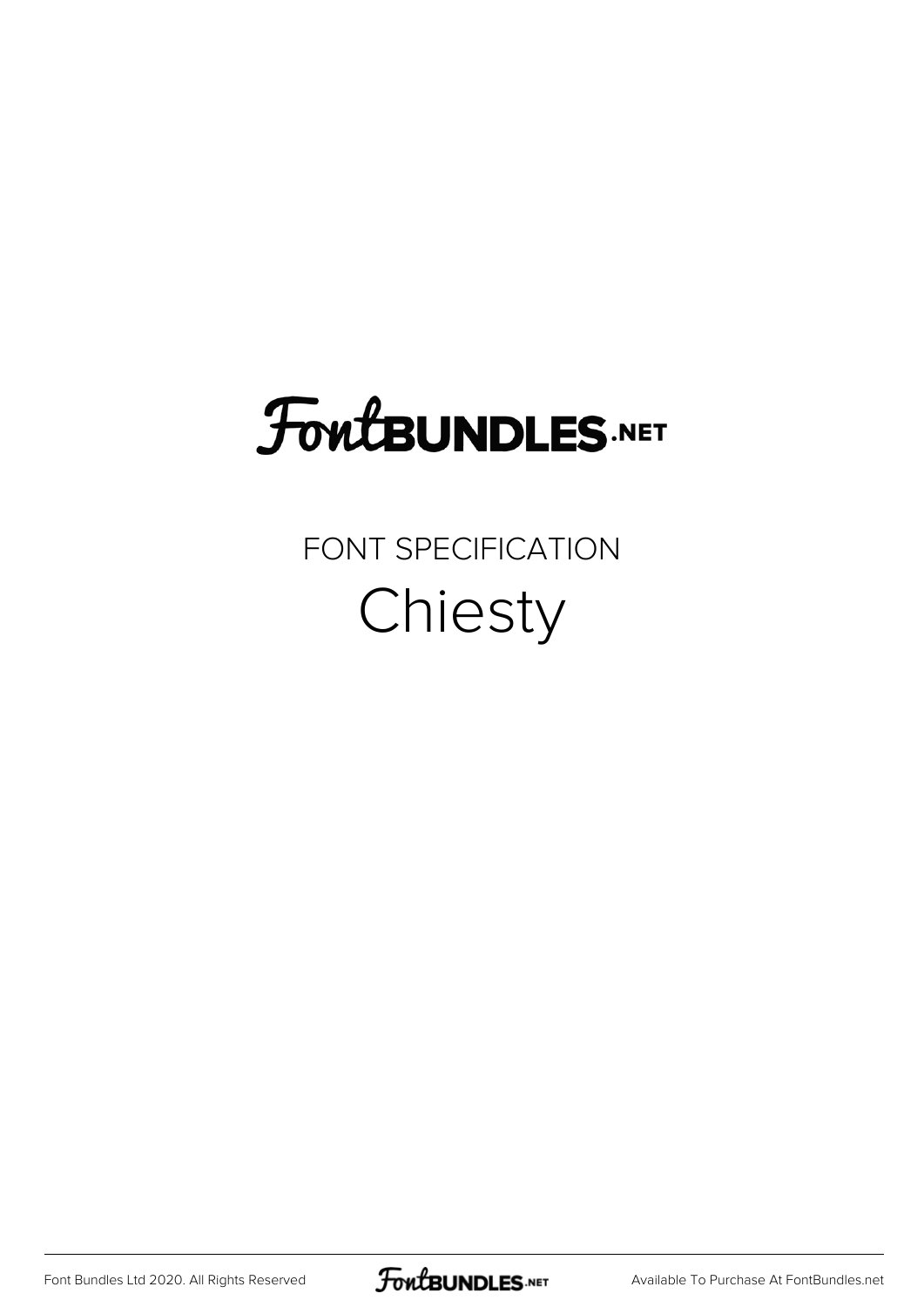# FontBUNDLES.NET

FONT SPECIFICATION

## Chiesty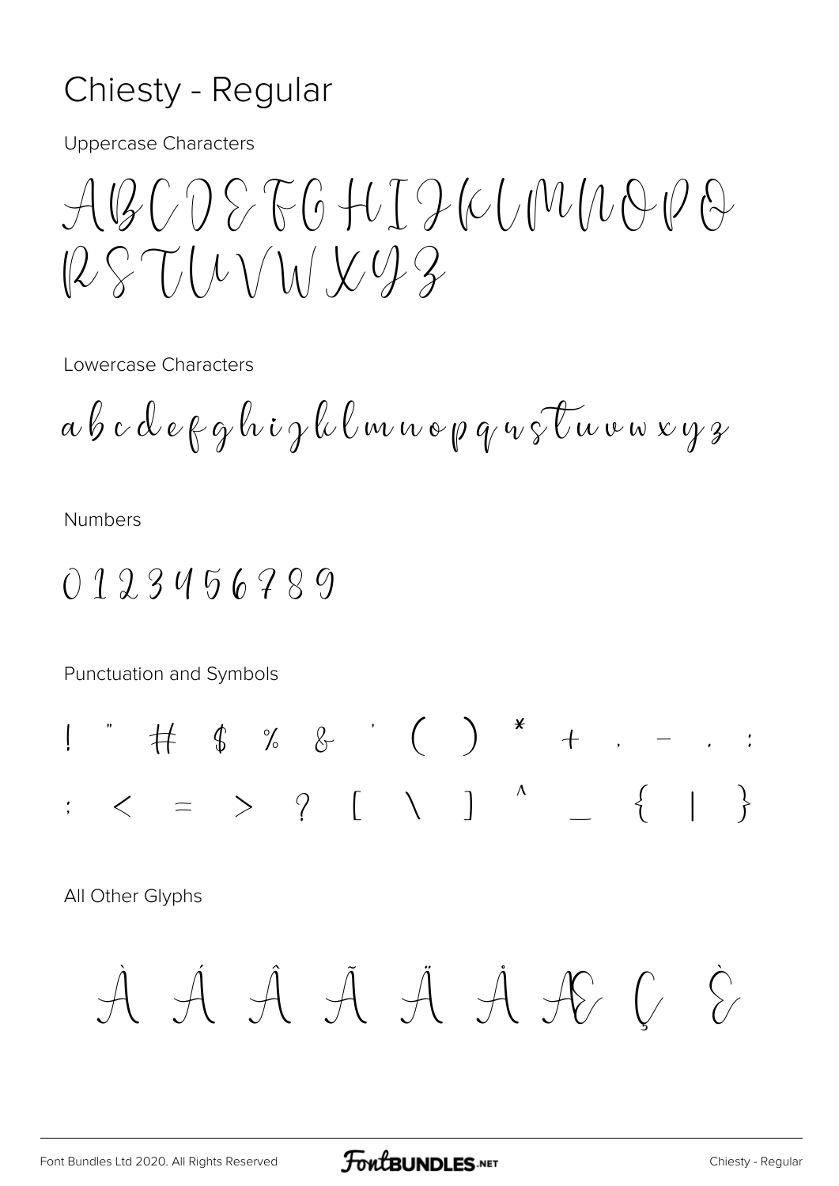# Chiesty - Regular

Uppercase Characters

ABCDEFGHIJKLMNOPQ
RSTUVWXYZ

Lowercase Characters

a b c d e f g h i j k l m n o p q r s t u v w x y z

Numbers

0 1 2 3 4 5 6 7 8 9

Punctuation and Symbols

! " # $ % & ' ( ) * + , - . :
; < = > ? [ \ ] ^ _ { | }

All Other Glyphs

À Á Â Ã Ä Å Æ Ç È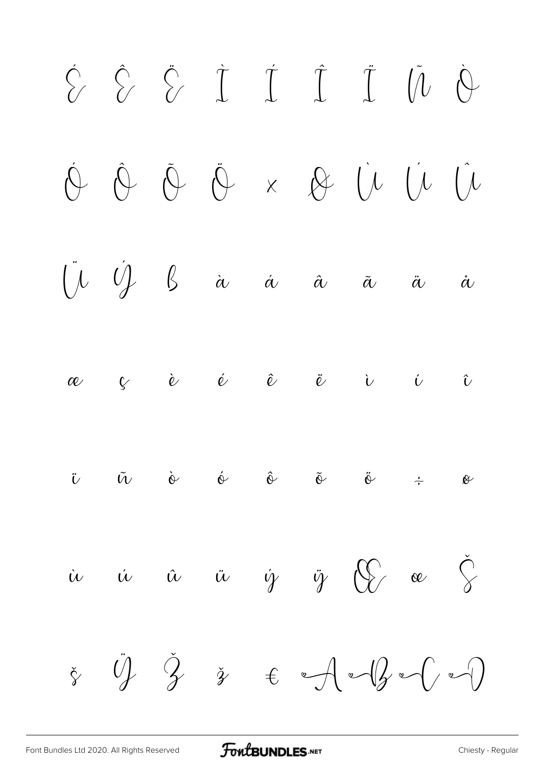É Ê Ë Ì Í Î Ï Ñ Ò

Ó Ô Õ Ö × Ø Ù Ú Û

Ü Ý ß à á â ã ä å

æ ç è é ê ë ì í î

ï ñ ò ó ô õ ö ÷ ø

ù ú û ü ý ÿ Œ œ Š

š Ÿ Ž ž €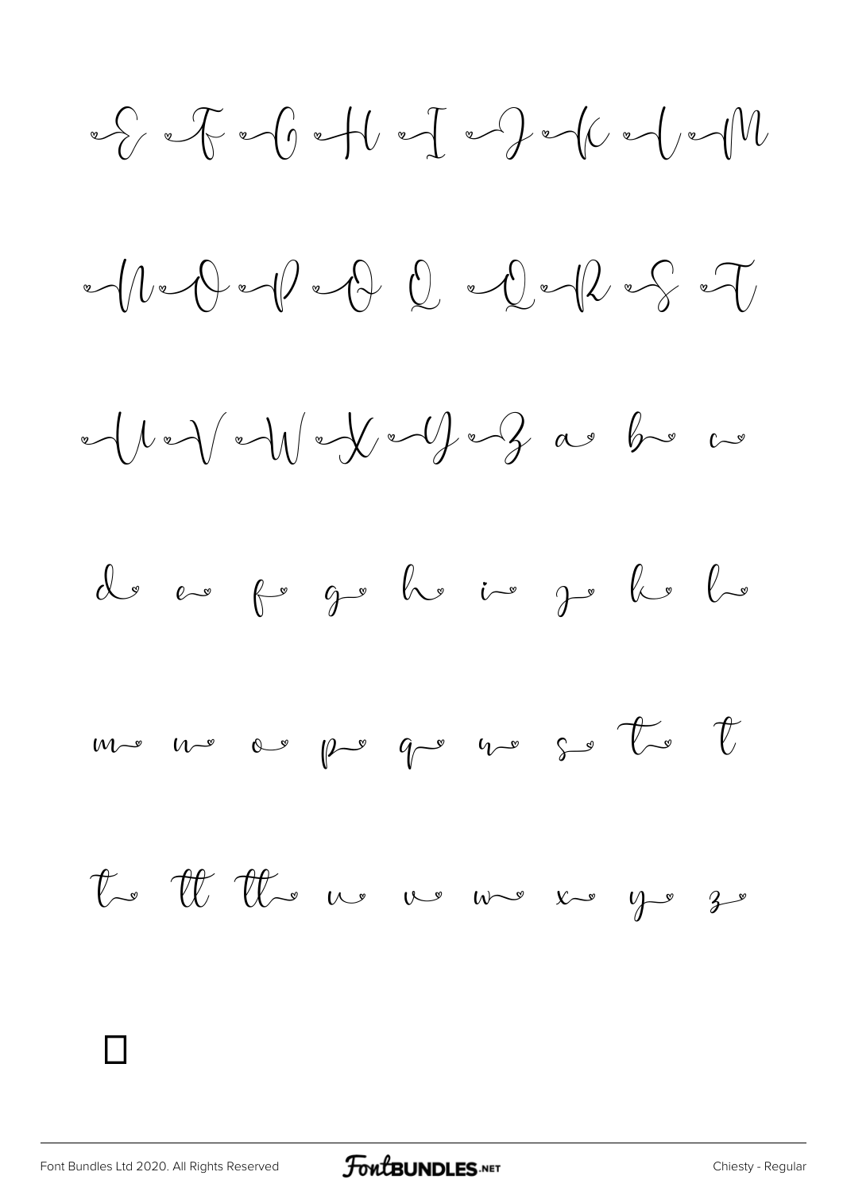E F G H I J K L M

N O P Q Q Q R S T

U V W X Y Z a b c

d e f g h i j k l

m n o p q r s t t

t tt tt u v w x y z

□